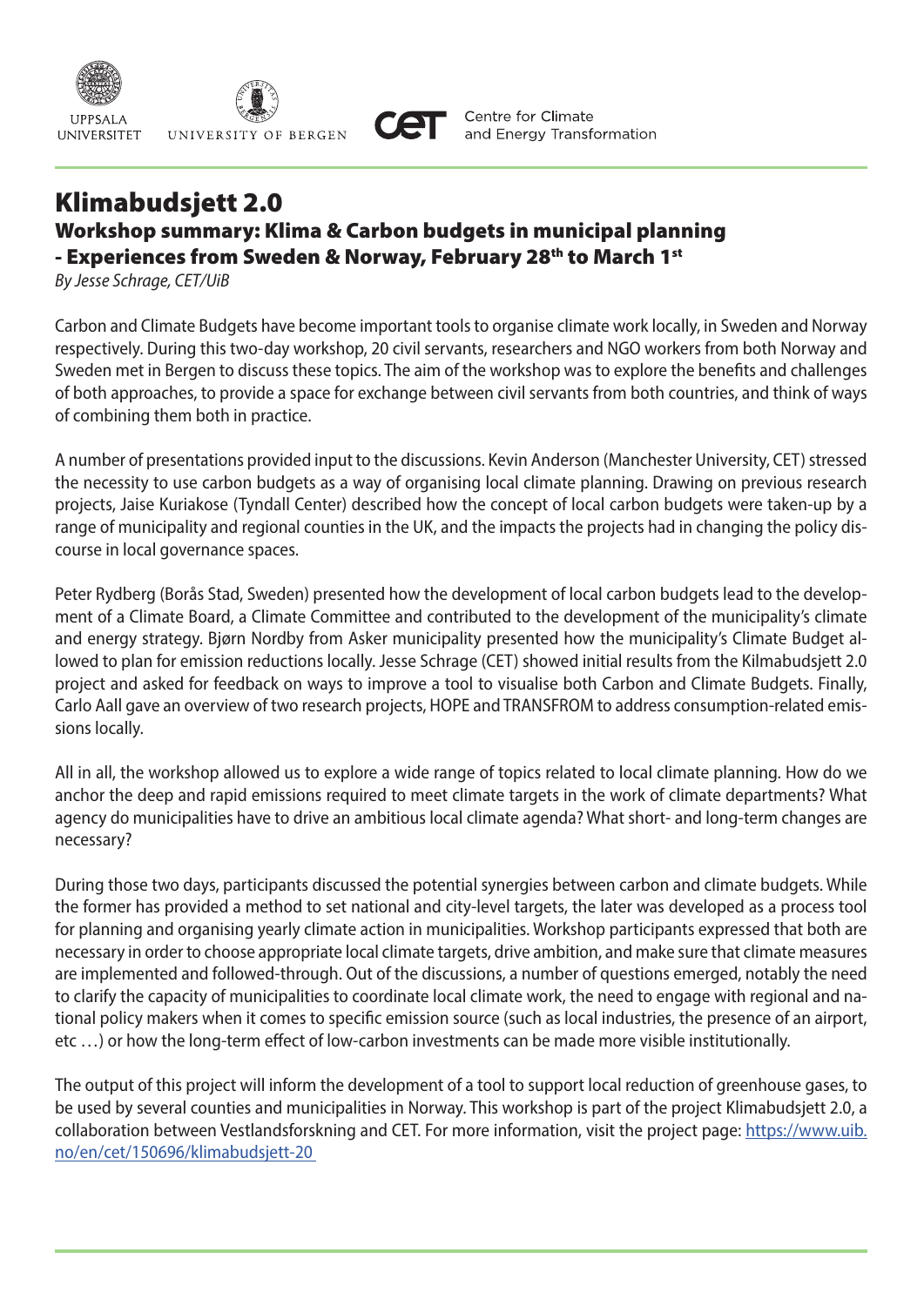# Klimabudsjett 2.0

## Workshop summary: Klima & Carbon budgets in municipal planning - Experiences from Sweden & Norway, February 28th to March 1st

*By Jesse Schrage, CET/UiB*

Carbon and Climate Budgets have become important tools to organise climate work locally, in Sweden and Norway respectively. During this two-day workshop, 20 civil servants, researchers and NGO workers from both Norway and Sweden met in Bergen to discuss these topics. The aim of the workshop was to explore the benefits and challenges of both approaches, to provide a space for exchange between civil servants from both countries, and think of ways of combining them both in practice.

A number of presentations provided input to the discussions. Kevin Anderson (Manchester University, CET) stressed the necessity to use carbon budgets as a way of organising local climate planning. Drawing on previous research projects, Jaise Kuriakose (Tyndall Center) described how the concept of local carbon budgets were taken-up by a range of municipality and regional counties in the UK, and the impacts the projects had in changing the policy discourse in local governance spaces.

Peter Rydberg (Borås Stad, Sweden) presented how the development of local carbon budgets lead to the development of a Climate Board, a Climate Committee and contributed to the development of the municipality's climate and energy strategy. Bjørn Nordby from Asker municipality presented how the municipality's Climate Budget allowed to plan for emission reductions locally. Jesse Schrage (CET) showed initial results from the Kilmabudsjett 2.0 project and asked for feedback on ways to improve a tool to visualise both Carbon and Climate Budgets. Finally, Carlo Aall gave an overview of two research projects, HOPE and TRANSFROM to address consumption-related emissions locally.

All in all, the workshop allowed us to explore a wide range of topics related to local climate planning. How do we anchor the deep and rapid emissions required to meet climate targets in the work of climate departments? What agency do municipalities have to drive an ambitious local climate agenda? What short- and long-term changes are necessary?

During those two days, participants discussed the potential synergies between carbon and climate budgets. While the former has provided a method to set national and city-level targets, the later was developed as a process tool for planning and organising yearly climate action in municipalities. Workshop participants expressed that both are necessary in order to choose appropriate local climate targets, drive ambition, and make sure that climate measures are implemented and followed-through. Out of the discussions, a number of questions emerged, notably the need to clarify the capacity of municipalities to coordinate local climate work, the need to engage with regional and national policy makers when it comes to specific emission source (such as local industries, the presence of an airport, etc …) or how the long-term effect of low-carbon investments can be made more visible institutionally.

The output of this project will inform the development of a tool to support local reduction of greenhouse gases, to be used by several counties and municipalities in Norway. This workshop is part of the project Klimabudsjett 2.0, a collaboration between Vestlandsforskning and CET. For more information, visit the project page: [https://www.uib.no/en/cet/150696/klimabudsjett-20](https://www.uib.no/en/cet/150696/klimabudsjett-20)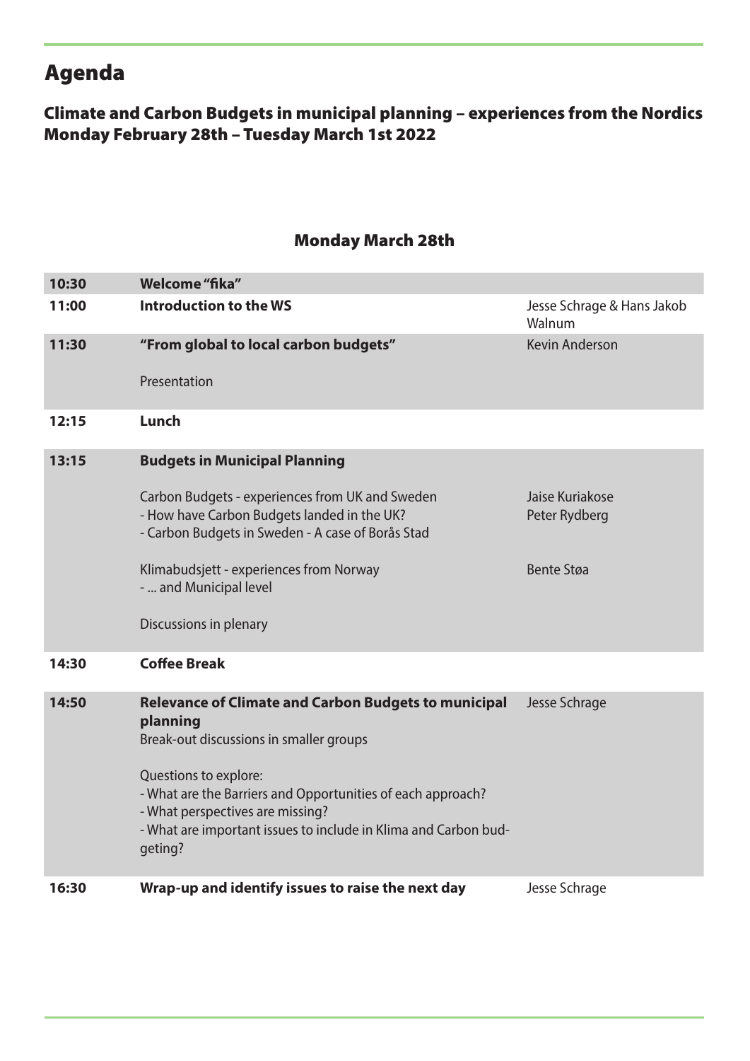# Agenda

## Climate and Carbon Budgets in municipal planning – experiences from the Nordics
## Monday February 28th – Tuesday March 1st 2022

### Monday March 28th

| | | |
|---|---|---|
| **10:30** | **Welcome "fika"** | |
| **11:00** | **Introduction to the WS** | Jesse Schrage & Hans Jakob Walnum |
| **11:30** | **"From global to local carbon budgets"**<br><br>Presentation | Kevin Anderson |
| **12:15** | **Lunch** | |
| **13:15** | **Budgets in Municipal Planning**<br><br>Carbon Budgets - experiences from UK and Sweden<br>- How have Carbon Budgets landed in the UK?<br>- Carbon Budgets in Sweden - A case of Borås Stad<br><br>Klimabudsjett - experiences from Norway<br>- ... and Municipal level<br><br>Discussions in plenary | <br><br>Jaise Kuriakose<br>Peter Rydberg<br><br><br>Bente Støa |
| **14:30** | **Coffee Break** | |
| **14:50** | **Relevance of Climate and Carbon Budgets to municipal planning**<br>Break-out discussions in smaller groups<br><br>Questions to explore:<br>- What are the Barriers and Opportunities of each approach?<br>- What perspectives are missing?<br>- What are important issues to include in Klima and Carbon budgeting? | Jesse Schrage |
| **16:30** | **Wrap-up and identify issues to raise the next day** | Jesse Schrage |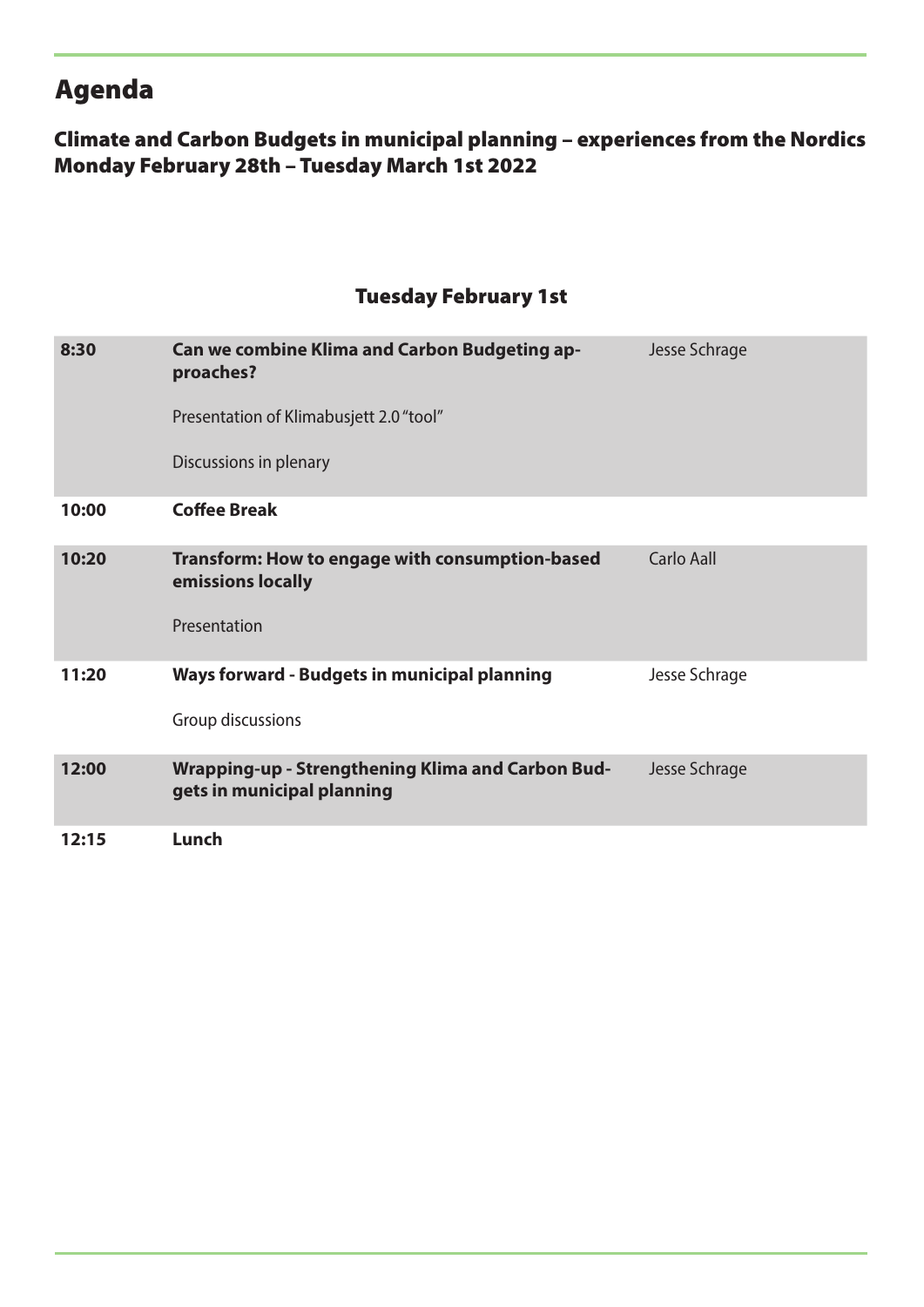# Agenda

## Climate and Carbon Budgets in municipal planning – experiences from the Nordics
## Monday February 28th – Tuesday March 1st 2022

### Tuesday February 1st

| | | |
|---|---|---|
| **8:30** | **Can we combine Klima and Carbon Budgeting approaches?**<br><br>Presentation of Klimabusjett 2.0 "tool"<br><br>Discussions in plenary | Jesse Schrage |
| **10:00** | **Coffee Break** | |
| **10:20** | **Transform: How to engage with consumption-based emissions locally**<br><br>Presentation | Carlo Aall |
| **11:20** | **Ways forward - Budgets in municipal planning**<br><br>Group discussions | Jesse Schrage |
| **12:00** | **Wrapping-up - Strengthening Klima and Carbon Budgets in municipal planning** | Jesse Schrage |
| **12:15** | **Lunch** | |